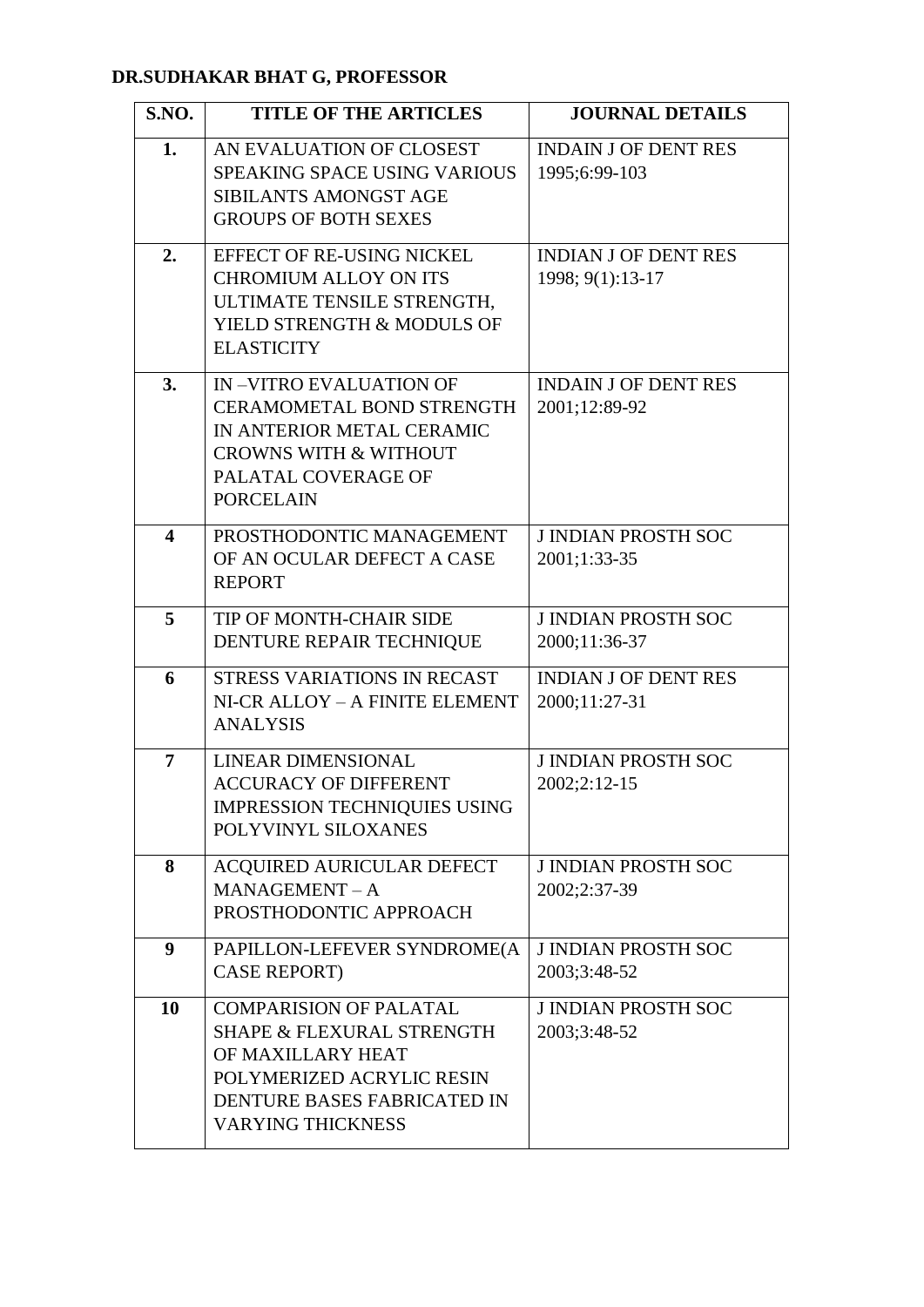**DR.SUDHAKAR BHAT G, PROFESSOR**

| S.NO. | TITLE OF THE ARTICLES | JOURNAL DETAILS |
|---|---|---|
| **1.** | AN EVALUATION OF CLOSEST SPEAKING SPACE USING VARIOUS SIBILANTS AMONGST AGE GROUPS OF BOTH SEXES | INDAIN J OF DENT RES 1995;6:99-103 |
| **2.** | EFFECT OF RE-USING NICKEL CHROMIUM ALLOY ON ITS ULTIMATE TENSILE STRENGTH, YIELD STRENGTH & MODULS OF ELASTICITY | INDIAN J OF DENT RES 1998; 9(1):13-17 |
| **3.** | IN –VITRO EVALUATION OF CERAMOMETAL BOND STRENGTH IN ANTERIOR METAL CERAMIC CROWNS WITH & WITHOUT PALATAL COVERAGE OF PORCELAIN | INDAIN J OF DENT RES 2001;12:89-92 |
| **4** | PROSTHODONTIC MANAGEMENT OF AN OCULAR DEFECT A CASE REPORT | J INDIAN PROSTH SOC 2001;1:33-35 |
| **5** | TIP OF MONTH-CHAIR SIDE DENTURE REPAIR TECHNIQUE | J INDIAN PROSTH SOC 2000;11:36-37 |
| **6** | STRESS VARIATIONS IN RECAST NI-CR ALLOY – A FINITE ELEMENT ANALYSIS | INDIAN J OF DENT RES 2000;11:27-31 |
| **7** | LINEAR DIMENSIONAL ACCURACY OF DIFFERENT IMPRESSION TECHNIQUIES USING POLYVINYL SILOXANES | J INDIAN PROSTH SOC 2002;2:12-15 |
| **8** | ACQUIRED AURICULAR DEFECT MANAGEMENT – A PROSTHODONTIC APPROACH | J INDIAN PROSTH SOC 2002;2:37-39 |
| **9** | PAPILLON-LEFEVER SYNDROME(A CASE REPORT) | J INDIAN PROSTH SOC 2003;3:48-52 |
| **10** | COMPARISION OF PALATAL SHAPE & FLEXURAL STRENGTH OF MAXILLARY HEAT POLYMERIZED ACRYLIC RESIN DENTURE BASES FABRICATED IN VARYING THICKNESS | J INDIAN PROSTH SOC 2003;3:48-52 |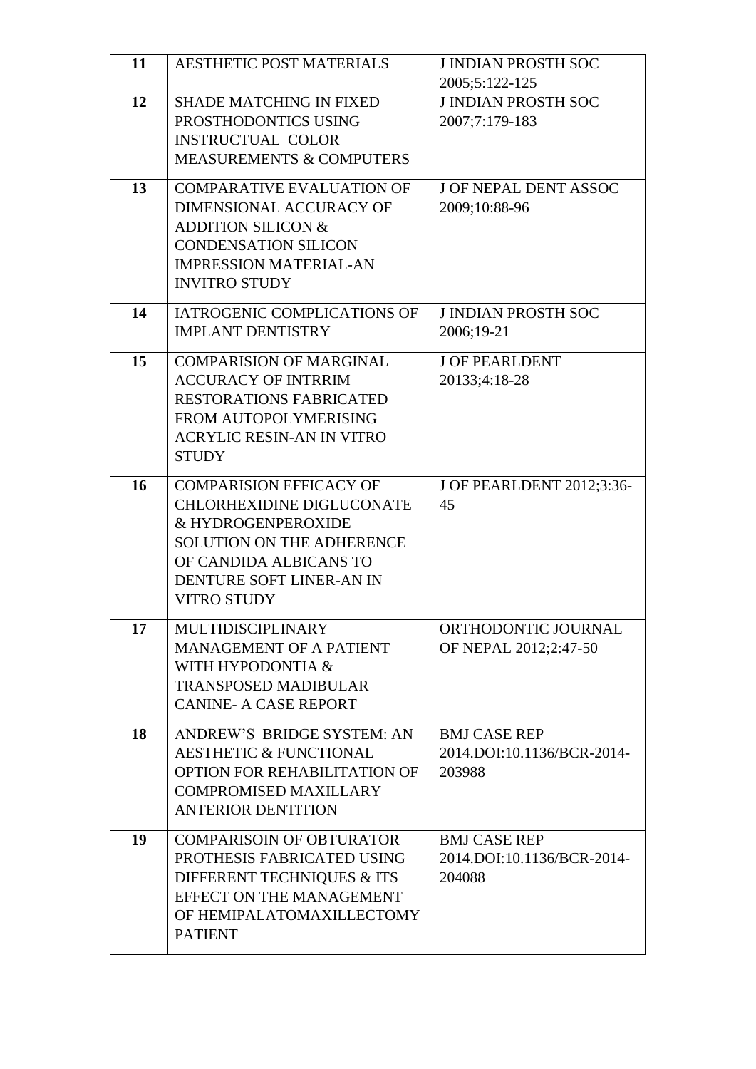| 11 | AESTHETIC POST MATERIALS | J INDIAN PROSTH SOC 2005;5:122-125 |
|---|---|---|
| 12 | SHADE MATCHING IN FIXED PROSTHODONTICS USING INSTRUCTUAL COLOR MEASUREMENTS & COMPUTERS | J INDIAN PROSTH SOC 2007;7:179-183 |
| 13 | COMPARATIVE EVALUATION OF DIMENSIONAL ACCURACY OF ADDITION SILICON & CONDENSATION SILICON IMPRESSION MATERIAL-AN INVITRO STUDY | J OF NEPAL DENT ASSOC 2009;10:88-96 |
| 14 | IATROGENIC COMPLICATIONS OF IMPLANT DENTISTRY | J INDIAN PROSTH SOC 2006;19-21 |
| 15 | COMPARISION OF MARGINAL ACCURACY OF INTRRIM RESTORATIONS FABRICATED FROM AUTOPOLYMERISING ACRYLIC RESIN-AN IN VITRO STUDY | J OF PEARLDENT 20133;4:18-28 |
| 16 | COMPARISION EFFICACY OF CHLORHEXIDINE DIGLUCONATE & HYDROGENPEROXIDE SOLUTION ON THE ADHERENCE OF CANDIDA ALBICANS TO DENTURE SOFT LINER-AN IN VITRO STUDY | J OF PEARLDENT 2012;3:36-45 |
| 17 | MULTIDISCIPLINARY MANAGEMENT OF A PATIENT WITH HYPODONTIA & TRANSPOSED MADIBULAR CANINE- A CASE REPORT | ORTHODONTIC JOURNAL OF NEPAL 2012;2:47-50 |
| 18 | ANDREW'S BRIDGE SYSTEM: AN AESTHETIC & FUNCTIONAL OPTION FOR REHABILITATION OF COMPROMISED MAXILLARY ANTERIOR DENTITION | BMJ CASE REP 2014.DOI:10.1136/BCR-2014-203988 |
| 19 | COMPARISOIN OF OBTURATOR PROTHESIS FABRICATED USING DIFFERENT TECHNIQUES & ITS EFFECT ON THE MANAGEMENT OF HEMIPALATOMAXILLECTOMY PATIENT | BMJ CASE REP 2014.DOI:10.1136/BCR-2014-204088 |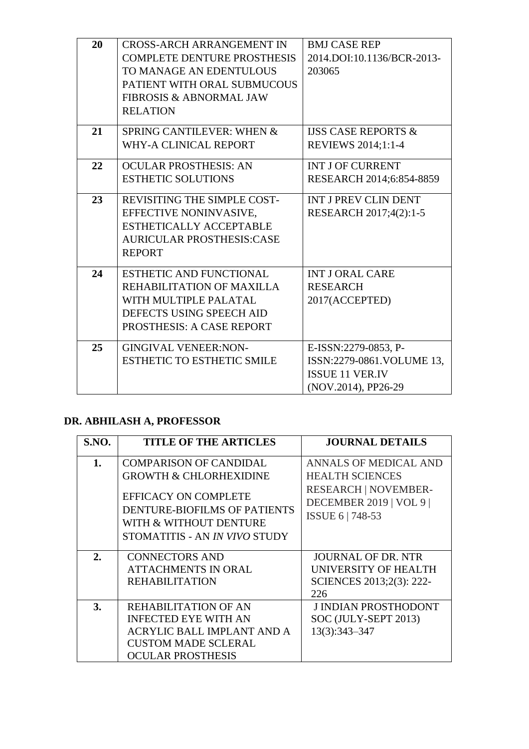| | | |
|---|---|---|
| **20** | CROSS-ARCH ARRANGEMENT IN COMPLETE DENTURE PROSTHESIS TO MANAGE AN EDENTULOUS PATIENT WITH ORAL SUBMUCOUS FIBROSIS & ABNORMAL JAW RELATION | BMJ CASE REP 2014.DOI:10.1136/BCR-2013-203065 |
| **21** | SPRING CANTILEVER: WHEN & WHY-A CLINICAL REPORT | IJSS CASE REPORTS & REVIEWS 2014;1:1-4 |
| **22** | OCULAR PROSTHESIS: AN ESTHETIC SOLUTIONS | INT J OF CURRENT RESEARCH 2014;6:854-8859 |
| **23** | REVISITING THE SIMPLE COST-EFFECTIVE NONINVASIVE, ESTHETICALLY ACCEPTABLE AURICULAR PROSTHESIS:CASE REPORT | INT J PREV CLIN DENT RESEARCH 2017;4(2):1-5 |
| **24** | ESTHETIC AND FUNCTIONAL REHABILITATION OF MAXILLA WITH MULTIPLE PALATAL DEFECTS USING SPEECH AID PROSTHESIS: A CASE REPORT | INT J ORAL CARE RESEARCH 2017(ACCEPTED) |
| **25** | GINGIVAL VENEER:NON-ESTHETIC TO ESTHETIC SMILE | E-ISSN:2279-0853, P-ISSN:2279-0861.VOLUME 13, ISSUE 11 VER.IV (NOV.2014), PP26-29 |

**DR. ABHILASH A, PROFESSOR**

| S.NO. | TITLE OF THE ARTICLES | JOURNAL DETAILS |
|---|---|---|
| **1.** | COMPARISON OF CANDIDAL GROWTH & CHLORHEXIDINE EFFICACY ON COMPLETE DENTURE-BIOFILMS OF PATIENTS WITH & WITHOUT DENTURE STOMATITIS - AN *IN VIVO* STUDY | ANNALS OF MEDICAL AND HEALTH SCIENCES RESEARCH \| NOVEMBER-DECEMBER 2019 \| VOL 9 \| ISSUE 6 \| 748-53 |
| **2.** | CONNECTORS AND ATTACHMENTS IN ORAL REHABILITATION | JOURNAL OF DR. NTR UNIVERSITY OF HEALTH SCIENCES 2013;2(3): 222-226 |
| **3.** | REHABILITATION OF AN INFECTED EYE WITH AN ACRYLIC BALL IMPLANT AND A CUSTOM MADE SCLERAL OCULAR PROSTHESIS | J INDIAN PROSTHODONT SOC (JULY-SEPT 2013) 13(3):343–347 |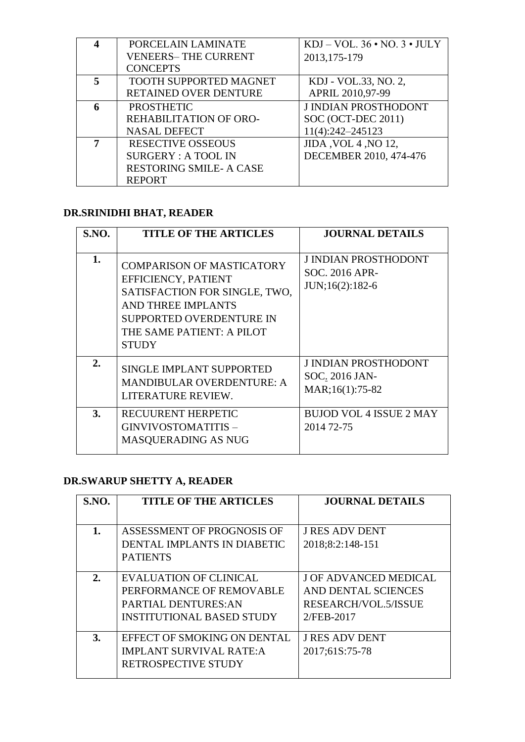| 4 | PORCELAIN LAMINATE VENEERS– THE CURRENT CONCEPTS | KDJ – VOL. 36 • NO. 3 • JULY 2013,175-179 |
|---|---|---|
| 5 | TOOTH SUPPORTED MAGNET RETAINED OVER DENTURE | KDJ - VOL.33, NO. 2, APRIL 2010,97-99 |
| 6 | PROSTHETIC REHABILITATION OF ORO-NASAL DEFECT | J INDIAN PROSTHODONT SOC (OCT-DEC 2011) 11(4):242–245123 |
| 7 | RESECTIVE OSSEOUS SURGERY : A TOOL IN RESTORING SMILE- A CASE REPORT | JIDA ,VOL 4 ,NO 12, DECEMBER 2010, 474-476 |

**DR.SRINIDHI BHAT, READER**

| S.NO. | TITLE OF THE ARTICLES | JOURNAL DETAILS |
|---|---|---|
| 1. | COMPARISON OF MASTICATORY EFFICIENCY, PATIENT SATISFACTION FOR SINGLE, TWO, AND THREE IMPLANTS SUPPORTED OVERDENTURE IN THE SAME PATIENT: A PILOT STUDY | J INDIAN PROSTHODONT SOC. 2016 APR-JUN;16(2):182-6 |
| 2. | SINGLE IMPLANT SUPPORTED MANDIBULAR OVERDENTURE: A LITERATURE REVIEW. | J INDIAN PROSTHODONT SOC. 2016 JAN-MAR;16(1):75-82 |
| 3. | RECUURENT HERPETIC GINVIVOSTOMATITIS – MASQUERADING AS NUG | BUJOD VOL 4 ISSUE 2 MAY 2014 72-75 |

**DR.SWARUP SHETTY A, READER**

| S.NO. | TITLE OF THE ARTICLES | JOURNAL DETAILS |
|---|---|---|
| 1. | ASSESSMENT OF PROGNOSIS OF DENTAL IMPLANTS IN DIABETIC PATIENTS | J RES ADV DENT 2018;8:2:148-151 |
| 2. | EVALUATION OF CLINICAL PERFORMANCE OF REMOVABLE PARTIAL DENTURES:AN INSTITUTIONAL BASED STUDY | J OF ADVANCED MEDICAL AND DENTAL SCIENCES RESEARCH/VOL.5/ISSUE 2/FEB-2017 |
| 3. | EFFECT OF SMOKING ON DENTAL IMPLANT SURVIVAL RATE:A RETROSPECTIVE STUDY | J RES ADV DENT 2017;61S:75-78 |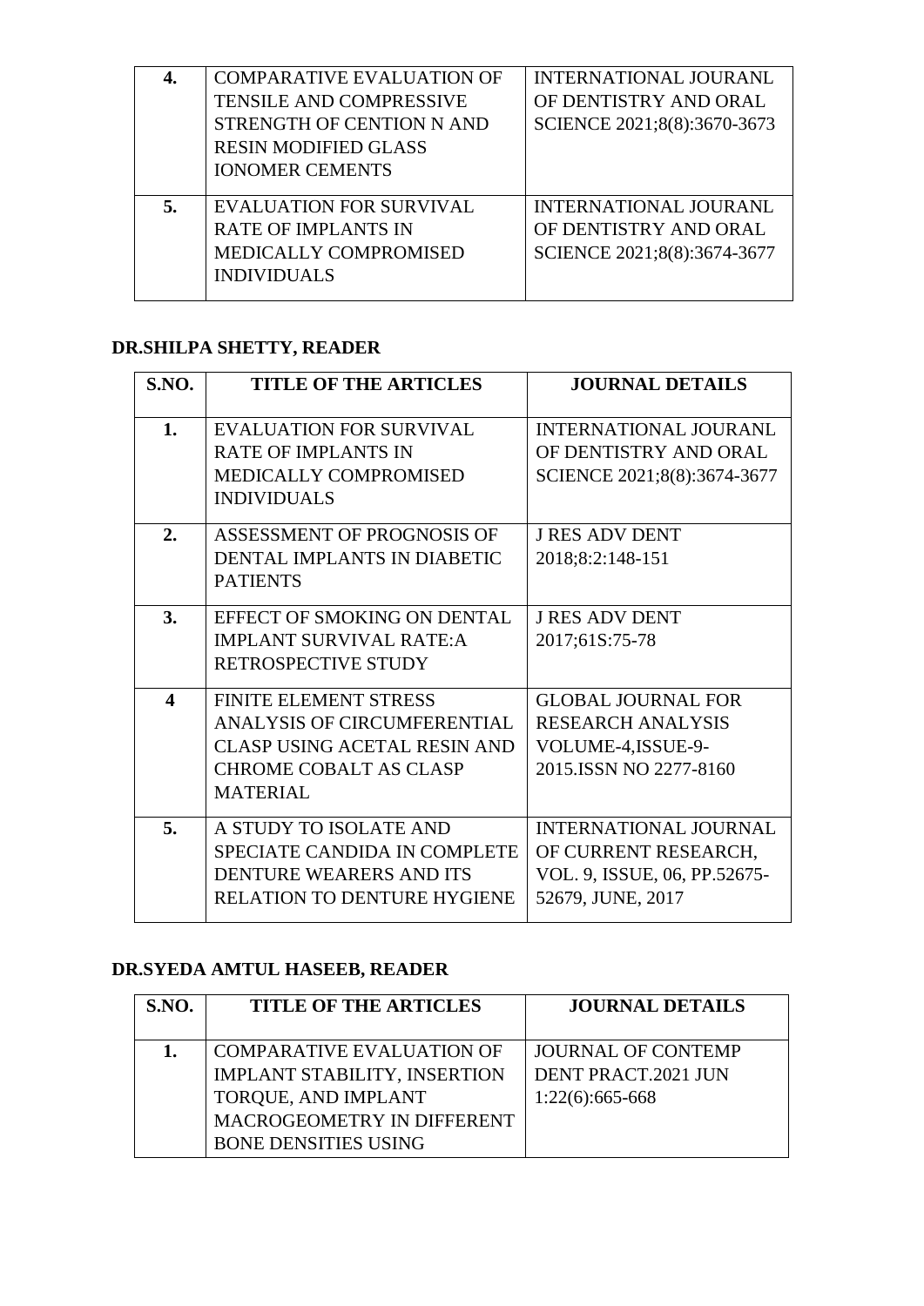| 4. | COMPARATIVE EVALUATION OF TENSILE AND COMPRESSIVE STRENGTH OF CENTION N AND RESIN MODIFIED GLASS IONOMER CEMENTS | INTERNATIONAL JOURANL OF DENTISTRY AND ORAL SCIENCE 2021;8(8):3670-3673 |
|---|---|---|
| 5. | EVALUATION FOR SURVIVAL RATE OF IMPLANTS IN MEDICALLY COMPROMISED INDIVIDUALS | INTERNATIONAL JOURANL OF DENTISTRY AND ORAL SCIENCE 2021;8(8):3674-3677 |

**DR.SHILPA SHETTY, READER**

| S.NO. | TITLE OF THE ARTICLES | JOURNAL DETAILS |
|---|---|---|
| 1. | EVALUATION FOR SURVIVAL RATE OF IMPLANTS IN MEDICALLY COMPROMISED INDIVIDUALS | INTERNATIONAL JOURANL OF DENTISTRY AND ORAL SCIENCE 2021;8(8):3674-3677 |
| 2. | ASSESSMENT OF PROGNOSIS OF DENTAL IMPLANTS IN DIABETIC PATIENTS | J RES ADV DENT 2018;8:2:148-151 |
| 3. | EFFECT OF SMOKING ON DENTAL IMPLANT SURVIVAL RATE:A RETROSPECTIVE STUDY | J RES ADV DENT 2017;61S:75-78 |
| 4 | FINITE ELEMENT STRESS ANALYSIS OF CIRCUMFERENTIAL CLASP USING ACETAL RESIN AND CHROME COBALT AS CLASP MATERIAL | GLOBAL JOURNAL FOR RESEARCH ANALYSIS VOLUME-4,ISSUE-9-2015.ISSN NO 2277-8160 |
| 5. | A STUDY TO ISOLATE AND SPECIATE CANDIDA IN COMPLETE DENTURE WEARERS AND ITS RELATION TO DENTURE HYGIENE | INTERNATIONAL JOURNAL OF CURRENT RESEARCH, VOL. 9, ISSUE, 06, PP.52675-52679, JUNE, 2017 |

**DR.SYEDA AMTUL HASEEB, READER**

| S.NO. | TITLE OF THE ARTICLES | JOURNAL DETAILS |
|---|---|---|
| 1. | COMPARATIVE EVALUATION OF IMPLANT STABILITY, INSERTION TORQUE, AND IMPLANT MACROGEOMETRY IN DIFFERENT BONE DENSITIES USING | JOURNAL OF CONTEMP DENT PRACT.2021 JUN 1:22(6):665-668 |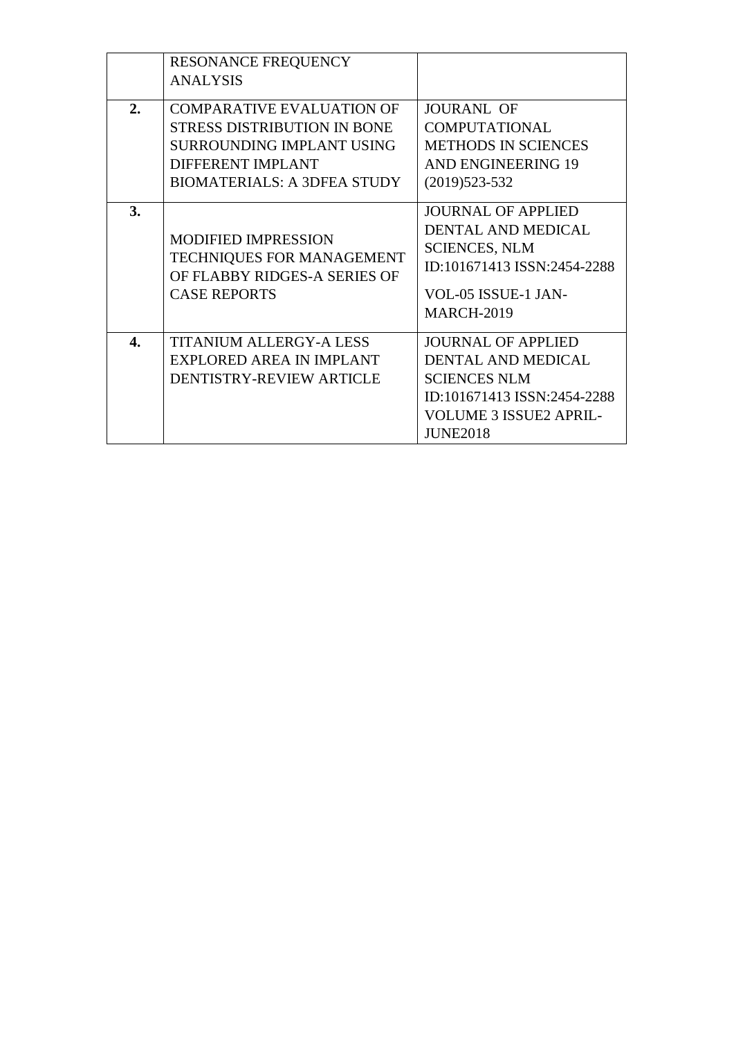| | | |
|---|---|---|
| | RESONANCE FREQUENCY ANALYSIS | |
| **2.** | COMPARATIVE EVALUATION OF STRESS DISTRIBUTION IN BONE SURROUNDING IMPLANT USING DIFFERENT IMPLANT BIOMATERIALS: A 3DFEA STUDY | JOURANL OF COMPUTATIONAL METHODS IN SCIENCES AND ENGINEERING 19 (2019)523-532 |
| **3.** | MODIFIED IMPRESSION TECHNIQUES FOR MANAGEMENT OF FLABBY RIDGES-A SERIES OF CASE REPORTS | JOURNAL OF APPLIED DENTAL AND MEDICAL SCIENCES, NLM ID:101671413 ISSN:2454-2288 VOL-05 ISSUE-1 JAN-MARCH-2019 |
| **4.** | TITANIUM ALLERGY-A LESS EXPLORED AREA IN IMPLANT DENTISTRY-REVIEW ARTICLE | JOURNAL OF APPLIED DENTAL AND MEDICAL SCIENCES NLM ID:101671413 ISSN:2454-2288 VOLUME 3 ISSUE2 APRIL-JUNE2018 |